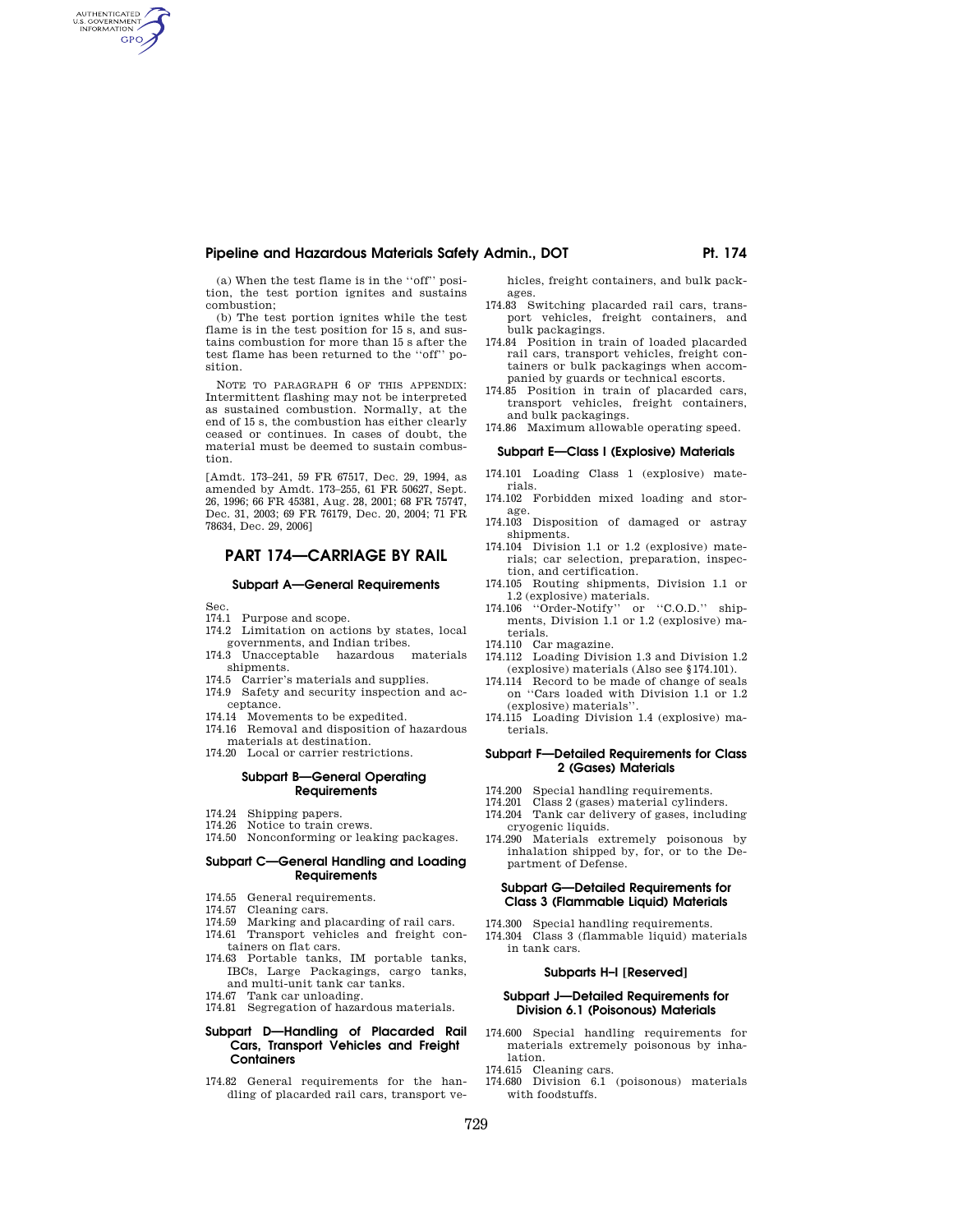(a) When the test flame is in the ''off'' position, the test portion ignites and sustains combustion;

(b) The test portion ignites while the test flame is in the test position for 15 s, and sustains combustion for more than 15 s after the test flame has been returned to the ''off'' position.

NOTE TO PARAGRAPH 6 OF THIS APPENDIX: Intermittent flashing may not be interpreted as sustained combustion. Normally, at the end of 15 s, the combustion has either clearly ceased or continues. In cases of doubt, the material must be deemed to sustain combustion.

[Amdt. 173–241, 59 FR 67517, Dec. 29, 1994, as amended by Amdt. 173–255, 61 FR 50627, Sept. 26, 1996; 66 FR 45381, Aug. 28, 2001; 68 FR 75747, Dec. 31, 2003; 69 FR 76179, Dec. 20, 2004; 71 FR 78634, Dec. 29, 2006]

# PART 174—CARRIAGE BY RAIL

## Subpart A—General Requirements

Sec.
174.1 Purpose and scope.
174.2 Limitation on actions by states, local governments, and Indian tribes.
174.3 Unacceptable hazardous materials shipments.
174.5 Carrier's materials and supplies.
174.9 Safety and security inspection and acceptance.
174.14 Movements to be expedited.
174.16 Removal and disposition of hazardous materials at destination.
174.20 Local or carrier restrictions.

## Subpart B—General Operating Requirements

174.24 Shipping papers.
174.26 Notice to train crews.
174.50 Nonconforming or leaking packages.

## Subpart C—General Handling and Loading Requirements

174.55 General requirements.
174.57 Cleaning cars.
174.59 Marking and placarding of rail cars.
174.61 Transport vehicles and freight containers on flat cars.
174.63 Portable tanks, IM portable tanks, IBCs, Large Packagings, cargo tanks, and multi-unit tank car tanks.
174.67 Tank car unloading.
174.81 Segregation of hazardous materials.

## Subpart D—Handling of Placarded Rail Cars, Transport Vehicles and Freight Containers

174.82 General requirements for the handling of placarded rail cars, transport vehicles, freight containers, and bulk packages.
174.83 Switching placarded rail cars, transport vehicles, freight containers, and bulk packagings.
174.84 Position in train of loaded placarded rail cars, transport vehicles, freight containers or bulk packagings when accompanied by guards or technical escorts.
174.85 Position in train of placarded cars, transport vehicles, freight containers, and bulk packagings.
174.86 Maximum allowable operating speed.

## Subpart E—Class I (Explosive) Materials

174.101 Loading Class 1 (explosive) materials.
174.102 Forbidden mixed loading and storage.
174.103 Disposition of damaged or astray shipments.
174.104 Division 1.1 or 1.2 (explosive) materials; car selection, preparation, inspection, and certification.
174.105 Routing shipments, Division 1.1 or 1.2 (explosive) materials.
174.106 ''Order-Notify'' or ''C.O.D.'' shipments, Division 1.1 or 1.2 (explosive) materials.
174.110 Car magazine.
174.112 Loading Division 1.3 and Division 1.2 (explosive) materials (Also see §174.101).
174.114 Record to be made of change of seals on ''Cars loaded with Division 1.1 or 1.2 (explosive) materials''.
174.115 Loading Division 1.4 (explosive) materials.

## Subpart F—Detailed Requirements for Class 2 (Gases) Materials

174.200 Special handling requirements.
174.201 Class 2 (gases) material cylinders.
174.204 Tank car delivery of gases, including cryogenic liquids.
174.290 Materials extremely poisonous by inhalation shipped by, for, or to the Department of Defense.

## Subpart G—Detailed Requirements for Class 3 (Flammable Liquid) Materials

174.300 Special handling requirements.
174.304 Class 3 (flammable liquid) materials in tank cars.

## Subparts H–I [Reserved]

## Subpart J—Detailed Requirements for Division 6.1 (Poisonous) Materials

174.600 Special handling requirements for materials extremely poisonous by inhalation.
174.615 Cleaning cars.
174.680 Division 6.1 (poisonous) materials with foodstuffs.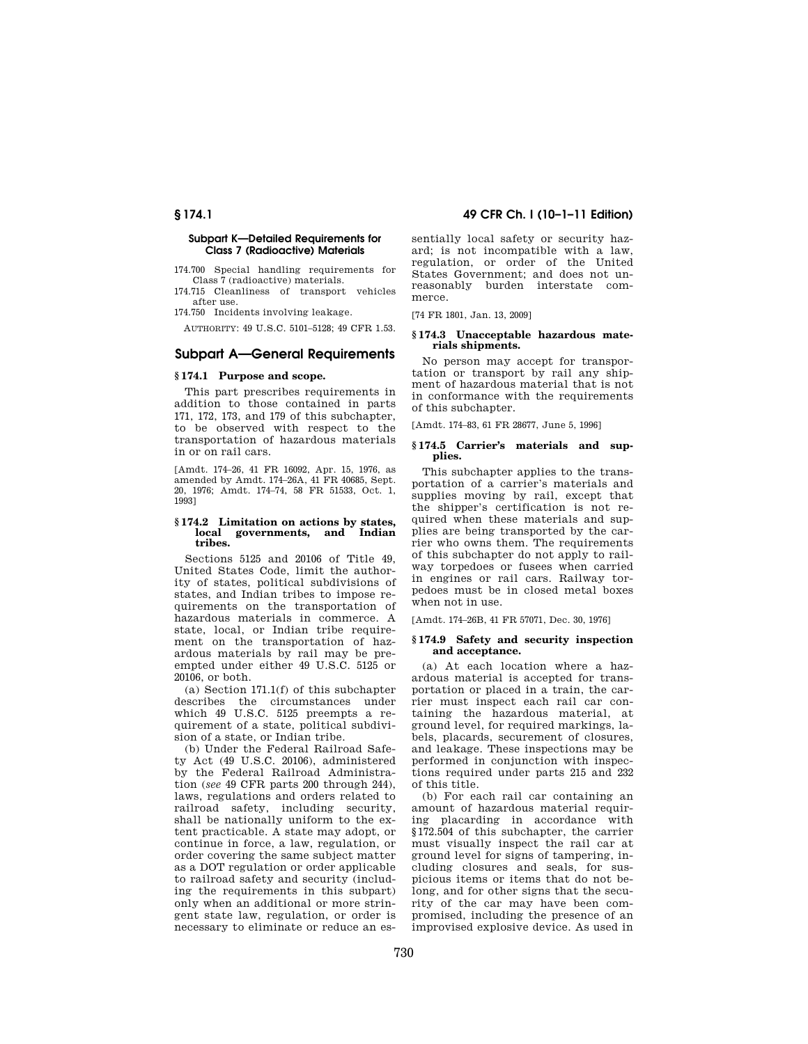**Subpart K—Detailed Requirements for Class 7 (Radioactive) Materials**

174.700 Special handling requirements for Class 7 (radioactive) materials.

174.715 Cleanliness of transport vehicles after use.

174.750 Incidents involving leakage.

AUTHORITY: 49 U.S.C. 5101–5128; 49 CFR 1.53.

## Subpart A—General Requirements

### § 174.1 Purpose and scope.

This part prescribes requirements in addition to those contained in parts 171, 172, 173, and 179 of this subchapter, to be observed with respect to the transportation of hazardous materials in or on rail cars.

[Amdt. 174–26, 41 FR 16092, Apr. 15, 1976, as amended by Amdt. 174–26A, 41 FR 40685, Sept. 20, 1976; Amdt. 174–74, 58 FR 51533, Oct. 1, 1993]

### § 174.2 Limitation on actions by states, local governments, and Indian tribes.

Sections 5125 and 20106 of Title 49, United States Code, limit the authority of states, political subdivisions of states, and Indian tribes to impose requirements on the transportation of hazardous materials in commerce. A state, local, or Indian tribe requirement on the transportation of hazardous materials by rail may be preempted under either 49 U.S.C. 5125 or 20106, or both.

(a) Section 171.1(f) of this subchapter describes the circumstances under which 49 U.S.C. 5125 preempts a requirement of a state, political subdivision of a state, or Indian tribe.

(b) Under the Federal Railroad Safety Act (49 U.S.C. 20106), administered by the Federal Railroad Administration (*see* 49 CFR parts 200 through 244), laws, regulations and orders related to railroad safety, including security, shall be nationally uniform to the extent practicable. A state may adopt, or continue in force, a law, regulation, or order covering the same subject matter as a DOT regulation or order applicable to railroad safety and security (including the requirements in this subpart) only when an additional or more stringent state law, regulation, or order is necessary to eliminate or reduce an essentially local safety or security hazard; is not incompatible with a law, regulation, or order of the United States Government; and does not unreasonably burden interstate commerce.

[74 FR 1801, Jan. 13, 2009]

### § 174.3 Unacceptable hazardous materials shipments.

No person may accept for transportation or transport by rail any shipment of hazardous material that is not in conformance with the requirements of this subchapter.

[Amdt. 174–83, 61 FR 28677, June 5, 1996]

### § 174.5 Carrier's materials and supplies.

This subchapter applies to the transportation of a carrier's materials and supplies moving by rail, except that the shipper's certification is not required when these materials and supplies are being transported by the carrier who owns them. The requirements of this subchapter do not apply to railway torpedoes or fusees when carried in engines or rail cars. Railway torpedoes must be in closed metal boxes when not in use.

[Amdt. 174–26B, 41 FR 57071, Dec. 30, 1976]

### § 174.9 Safety and security inspection and acceptance.

(a) At each location where a hazardous material is accepted for transportation or placed in a train, the carrier must inspect each rail car containing the hazardous material, at ground level, for required markings, labels, placards, securement of closures, and leakage. These inspections may be performed in conjunction with inspections required under parts 215 and 232 of this title.

(b) For each rail car containing an amount of hazardous material requiring placarding in accordance with §172.504 of this subchapter, the carrier must visually inspect the rail car at ground level for signs of tampering, including closures and seals, for suspicious items or items that do not belong, and for other signs that the security of the car may have been compromised, including the presence of an improvised explosive device. As used in